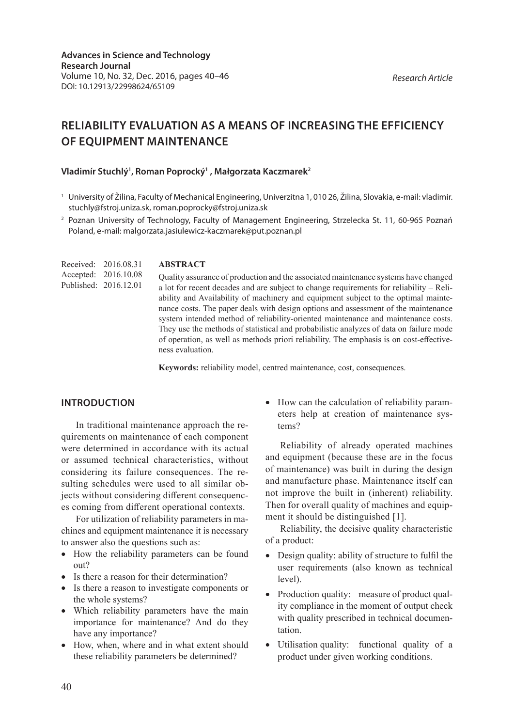**Advances in Science and Technology Research Journal**
Volume 10, No. 32, Dec. 2016, pages 40–46
DOI: 10.12913/22998624/65109

*Research Article*

# RELIABILITY EVALUATION AS A MEANS OF INCREASING THE EFFICIENCY OF EQUIPMENT MAINTENANCE

**Vladimír Stuchlý[1], Roman Poprocký[1] , Małgorzata Kaczmarek[2]**

[1] University of Žilina, Faculty of Mechanical Engineering, Univerzitna 1, 010 26, Žilina, Slovakia, e-mail: vladimir.stuchly@fstroj.uniza.sk, roman.poprocky@fstroj.uniza.sk

[2] Poznan University of Technology, Faculty of Management Engineering, Strzelecka St. 11, 60-965 Poznań Poland, e-mail: malgorzata.jasiulewicz-kaczmarek@put.poznan.pl

Received: 2016.08.31
Accepted: 2016.10.08
Published: 2016.12.01

**ABSTRACT**

Quality assurance of production and the associated maintenance systems have changed a lot for recent decades and are subject to change requirements for reliability – Reliability and Availability of machinery and equipment subject to the optimal maintenance costs. The paper deals with design options and assessment of the maintenance system intended method of reliability-oriented maintenance and maintenance costs. They use the methods of statistical and probabilistic analyzes of data on failure mode of operation, as well as methods priori reliability. The emphasis is on cost-effectiveness evaluation.

**Keywords:** reliability model, centred maintenance, cost, consequences.

## INTRODUCTION

In traditional maintenance approach the requirements on maintenance of each component were determined in accordance with its actual or assumed technical characteristics, without considering its failure consequences. The resulting schedules were used to all similar objects without considering different consequences coming from different operational contexts.

For utilization of reliability parameters in machines and equipment maintenance it is necessary to answer also the questions such as:

- How the reliability parameters can be found out?
- Is there a reason for their determination?
- Is there a reason to investigate components or the whole systems?
- Which reliability parameters have the main importance for maintenance? And do they have any importance?
- How, when, where and in what extent should these reliability parameters be determined?
- How can the calculation of reliability parameters help at creation of maintenance systems?

Reliability of already operated machines and equipment (because these are in the focus of maintenance) was built in during the design and manufacture phase. Maintenance itself can not improve the built in (inherent) reliability. Then for overall quality of machines and equipment it should be distinguished [1].

Reliability, the decisive quality characteristic of a product:

- Design quality: ability of structure to fulfil the user requirements (also known as technical level).
- Production quality: measure of product quality compliance in the moment of output check with quality prescribed in technical documentation.
- Utilisation quality: functional quality of a product under given working conditions.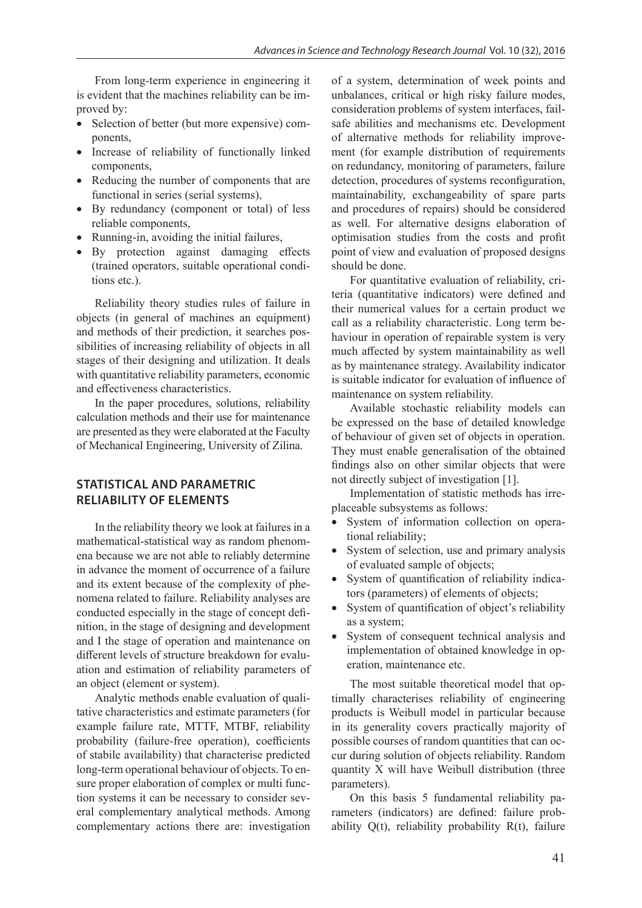From long-term experience in engineering it is evident that the machines reliability can be improved by:

- Selection of better (but more expensive) components,
- Increase of reliability of functionally linked components,
- Reducing the number of components that are functional in series (serial systems),
- By redundancy (component or total) of less reliable components,
- Running-in, avoiding the initial failures,
- By protection against damaging effects (trained operators, suitable operational conditions etc.).

Reliability theory studies rules of failure in objects (in general of machines an equipment) and methods of their prediction, it searches possibilities of increasing reliability of objects in all stages of their designing and utilization. It deals with quantitative reliability parameters, economic and effectiveness characteristics.

In the paper procedures, solutions, reliability calculation methods and their use for maintenance are presented as they were elaborated at the Faculty of Mechanical Engineering, University of Zilina.

## STATISTICAL AND PARAMETRIC RELIABILITY OF ELEMENTS

In the reliability theory we look at failures in a mathematical-statistical way as random phenomena because we are not able to reliably determine in advance the moment of occurrence of a failure and its extent because of the complexity of phenomena related to failure. Reliability analyses are conducted especially in the stage of concept definition, in the stage of designing and development and I the stage of operation and maintenance on different levels of structure breakdown for evaluation and estimation of reliability parameters of an object (element or system).

Analytic methods enable evaluation of qualitative characteristics and estimate parameters (for example failure rate, MTTF, MTBF, reliability probability (failure-free operation), coefficients of stabile availability) that characterise predicted long-term operational behaviour of objects. To ensure proper elaboration of complex or multi function systems it can be necessary to consider several complementary analytical methods. Among complementary actions there are: investigation of a system, determination of week points and unbalances, critical or high risky failure modes, consideration problems of system interfaces, fail-safe abilities and mechanisms etc. Development of alternative methods for reliability improvement (for example distribution of requirements on redundancy, monitoring of parameters, failure detection, procedures of systems reconfiguration, maintainability, exchangeability of spare parts and procedures of repairs) should be considered as well. For alternative designs elaboration of optimisation studies from the costs and profit point of view and evaluation of proposed designs should be done.

For quantitative evaluation of reliability, criteria (quantitative indicators) were defined and their numerical values for a certain product we call as a reliability characteristic. Long term behaviour in operation of repairable system is very much affected by system maintainability as well as by maintenance strategy. Availability indicator is suitable indicator for evaluation of influence of maintenance on system reliability.

Available stochastic reliability models can be expressed on the base of detailed knowledge of behaviour of given set of objects in operation. They must enable generalisation of the obtained findings also on other similar objects that were not directly subject of investigation [1].

Implementation of statistic methods has irreplaceable subsystems as follows:

- System of information collection on operational reliability;
- System of selection, use and primary analysis of evaluated sample of objects;
- System of quantification of reliability indicators (parameters) of elements of objects;
- System of quantification of object's reliability as a system;
- System of consequent technical analysis and implementation of obtained knowledge in operation, maintenance etc.

The most suitable theoretical model that optimally characterises reliability of engineering products is Weibull model in particular because in its generality covers practically majority of possible courses of random quantities that can occur during solution of objects reliability. Random quantity X will have Weibull distribution (three parameters).

On this basis 5 fundamental reliability parameters (indicators) are defined: failure probability $Q(t)$, reliability probability $R(t)$, failure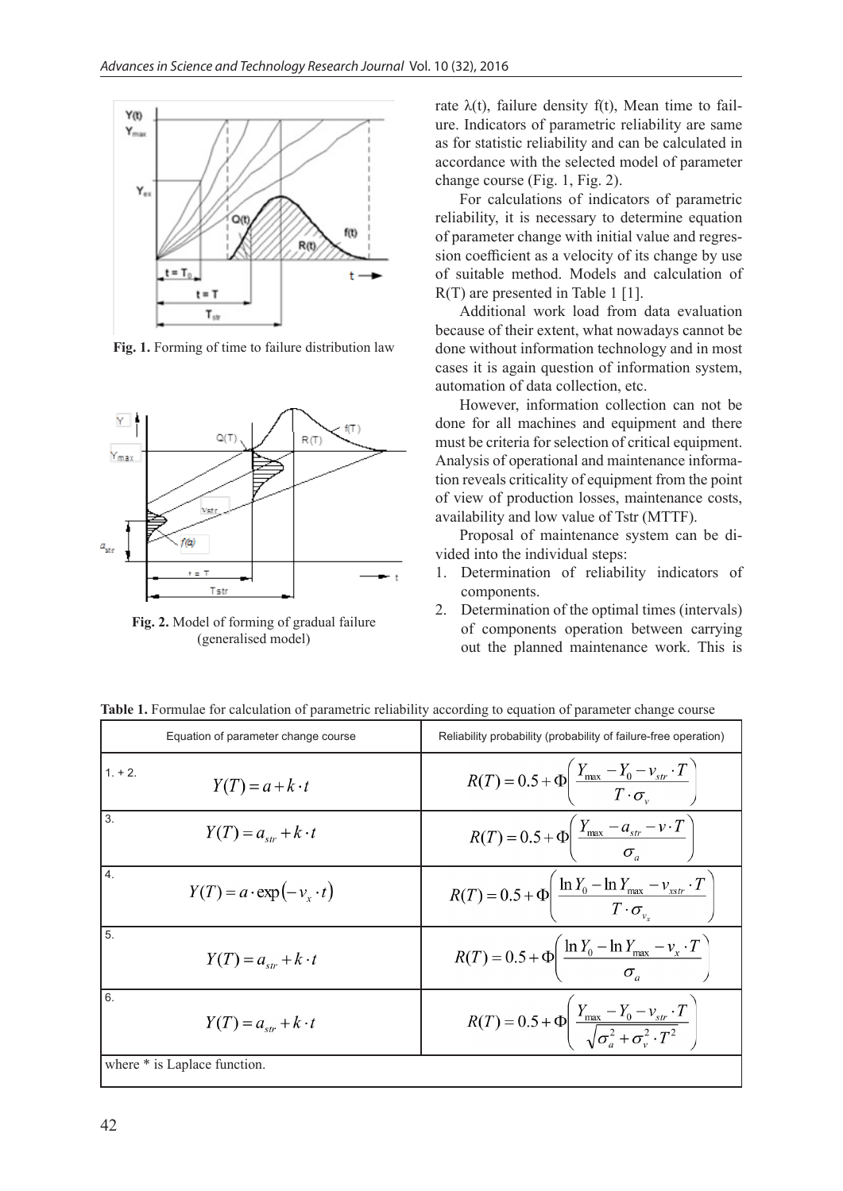**Fig. 1.** Forming of time to failure distribution law

**Fig. 2.** Model of forming of gradual failure (generalised model)

rate λ(t), failure density f(t), Mean time to failure. Indicators of parametric reliability are same as for statistic reliability and can be calculated in accordance with the selected model of parameter change course (Fig. 1, Fig. 2).

For calculations of indicators of parametric reliability, it is necessary to determine equation of parameter change with initial value and regression coefficient as a velocity of its change by use of suitable method. Models and calculation of R(T) are presented in Table 1 [1].

Additional work load from data evaluation because of their extent, what nowadays cannot be done without information technology and in most cases it is again question of information system, automation of data collection, etc.

However, information collection can not be done for all machines and equipment and there must be criteria for selection of critical equipment. Analysis of operational and maintenance information reveals criticality of equipment from the point of view of production losses, maintenance costs, availability and low value of Tstr (MTTF).

Proposal of maintenance system can be divided into the individual steps:

1. Determination of reliability indicators of components.
2. Determination of the optimal times (intervals) of components operation between carrying out the planned maintenance work. This is

**Table 1.** Formulae for calculation of parametric reliability according to equation of parameter change course

| Equation of parameter change course | Reliability probability (probability of failure-free operation) |
|---|---|
| 1. + 2. $Y(T) = a + k \cdot t$ | $R(T) = 0.5 + \Phi\left(\dfrac{Y_{max} - Y_0 - v_{str} \cdot T}{T \cdot \sigma_v}\right)$ |
| 3. $Y(T) = a_{str} + k \cdot t$ | $R(T) = 0.5 + \Phi\left(\dfrac{Y_{max} - a_{str} - v \cdot T}{\sigma_a}\right)$ |
| 4. $Y(T) = a \cdot \exp(-v_x \cdot t)$ | $R(T) = 0.5 + \Phi\left(\dfrac{\ln Y_0 - \ln Y_{max} - v_{xstr} \cdot T}{T \cdot \sigma_{v_x}}\right)$ |
| 5. $Y(T) = a_{str} + k \cdot t$ | $R(T) = 0.5 + \Phi\left(\dfrac{\ln Y_0 - \ln Y_{max} - v_x \cdot T}{\sigma_a}\right)$ |
| 6. $Y(T) = a_{str} + k \cdot t$ | $R(T) = 0.5 + \Phi\left(\dfrac{Y_{max} - Y_0 - v_{str} \cdot T}{\sqrt{\sigma_a^2 + \sigma_v^2 \cdot T^2}}\right)$ |
| where * is Laplace function. | |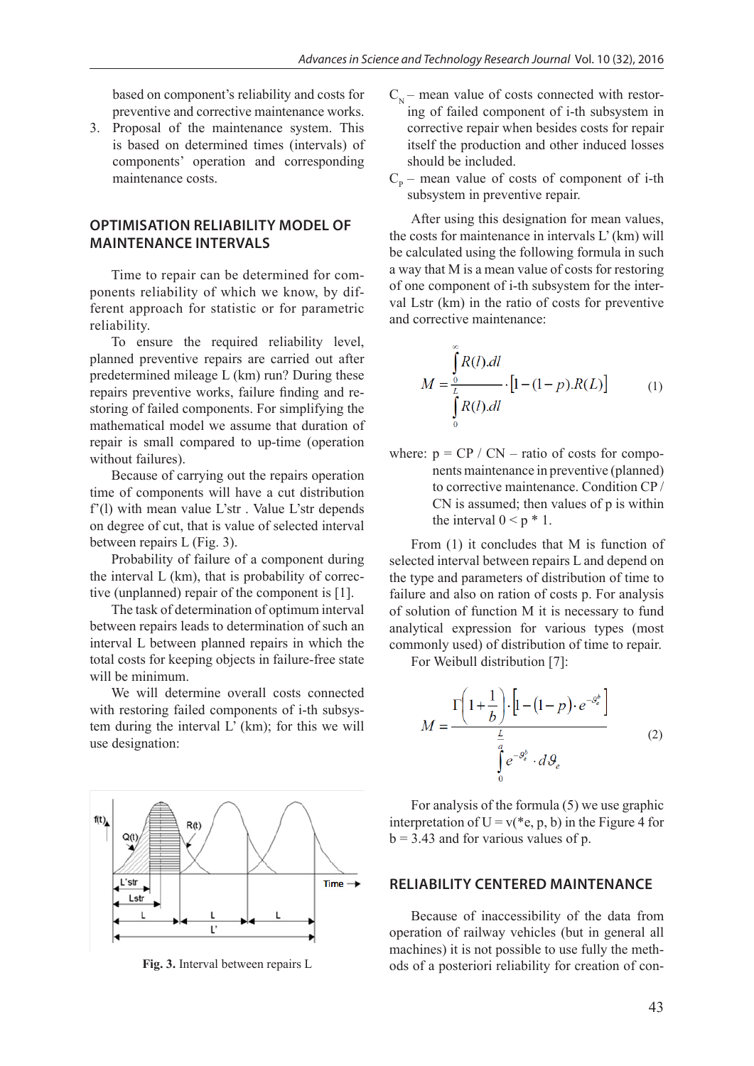based on component's reliability and costs for preventive and corrective maintenance works.

3. Proposal of the maintenance system. This is based on determined times (intervals) of components' operation and corresponding maintenance costs.

## OPTIMISATION RELIABILITY MODEL OF MAINTENANCE INTERVALS

Time to repair can be determined for components reliability of which we know, by different approach for statistic or for parametric reliability.

To ensure the required reliability level, planned preventive repairs are carried out after predetermined mileage L (km) run? During these repairs preventive works, failure finding and restoring of failed components. For simplifying the mathematical model we assume that duration of repair is small compared to up-time (operation without failures).

Because of carrying out the repairs operation time of components will have a cut distribution f'(l) with mean value L'str . Value L'str depends on degree of cut, that is value of selected interval between repairs L (Fig. 3).

Probability of failure of a component during the interval L (km), that is probability of corrective (unplanned) repair of the component is [1].

The task of determination of optimum interval between repairs leads to determination of such an interval L between planned repairs in which the total costs for keeping objects in failure-free state will be minimum.

We will determine overall costs connected with restoring failed components of i-th subsystem during the interval L' (km); for this we will use designation:

**Fig. 3.** Interval between repairs L

$C_N$ – mean value of costs connected with restoring of failed component of i-th subsystem in corrective repair when besides costs for repair itself the production and other induced losses should be included.

$C_P$ – mean value of costs of component of i-th subsystem in preventive repair.

After using this designation for mean values, the costs for maintenance in intervals L' (km) will be calculated using the following formula in such a way that M is a mean value of costs for restoring of one component of i-th subsystem for the interval Lstr (km) in the ratio of costs for preventive and corrective maintenance:

$$M = \frac{\int_0^\infty R(l).dl}{\int_0^L R(l).dl} \cdot \left[1-(1-p).R(L)\right] \tag{1}$$

where: p = CP / CN – ratio of costs for components maintenance in preventive (planned) to corrective maintenance. Condition CP / CN is assumed; then values of p is within the interval 0 < p * 1.

From (1) it concludes that M is function of selected interval between repairs L and depend on the type and parameters of distribution of time to failure and also on ration of costs p. For analysis of solution of function M it is necessary to fund analytical expression for various types (most commonly used) of distribution of time to repair.

For Weibull distribution [7]:

$$M = \frac{\Gamma\left(1+\frac{1}{b}\right)\cdot\left[1-(1-p)\cdot e^{-\vartheta_e^b}\right]}{\int_0^{\frac{L}{a}} e^{-\vartheta_e^b}\cdot d\vartheta_e} \tag{2}$$

For analysis of the formula (5) we use graphic interpretation of U = v(*e, p, b) in the Figure 4 for b = 3.43 and for various values of p.

## RELIABILITY CENTERED MAINTENANCE

Because of inaccessibility of the data from operation of railway vehicles (but in general all machines) it is not possible to use fully the methods of a posteriori reliability for creation of con-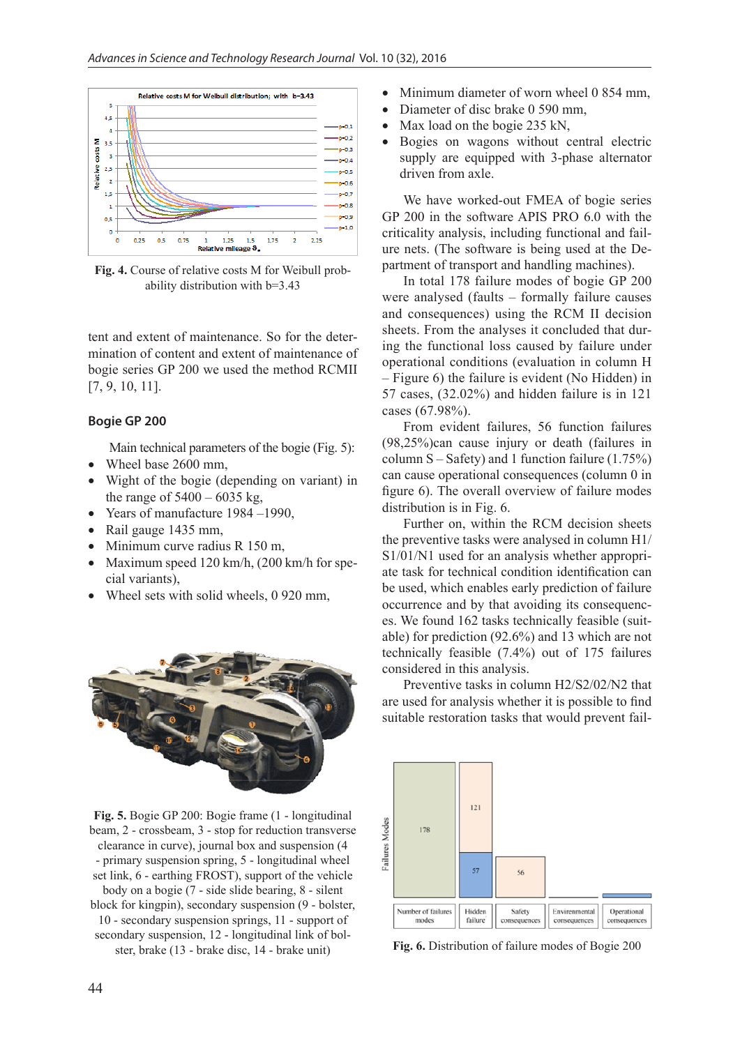Fig. 4. Course of relative costs M for Weibull probability distribution with b=3.43

tent and extent of maintenance. So for the determination of content and extent of maintenance of bogie series GP 200 we used the method RCMII [7, 9, 10, 11].

## Bogie GP 200

Main technical parameters of the bogie (Fig. 5):

- Wheel base 2600 mm,
- Wight of the bogie (depending on variant) in the range of 5400 – 6035 kg,
- Years of manufacture 1984 –1990,
- Rail gauge 1435 mm,
- Minimum curve radius R 150 m,
- Maximum speed 120 km/h, (200 km/h for special variants),
- Wheel sets with solid wheels, 0 920 mm,

Fig. 5. Bogie GP 200: Bogie frame (1 - longitudinal beam, 2 - crossbeam, 3 - stop for reduction transverse clearance in curve), journal box and suspension (4 - primary suspension spring, 5 - longitudinal wheel set link, 6 - earthing FROST), support of the vehicle body on a bogie (7 - side slide bearing, 8 - silent block for kingpin), secondary suspension (9 - bolster, 10 - secondary suspension springs, 11 - support of secondary suspension, 12 - longitudinal link of bolster, brake (13 - brake disc, 14 - brake unit)

- Minimum diameter of worn wheel 0 854 mm,
- Diameter of disc brake 0 590 mm,
- Max load on the bogie 235 kN,
- Bogies on wagons without central electric supply are equipped with 3-phase alternator driven from axle.

We have worked-out FMEA of bogie series GP 200 in the software APIS PRO 6.0 with the criticality analysis, including functional and failure nets. (The software is being used at the Department of transport and handling machines).

In total 178 failure modes of bogie GP 200 were analysed (faults – formally failure causes and consequences) using the RCM II decision sheets. From the analyses it concluded that during the functional loss caused by failure under operational conditions (evaluation in column H – Figure 6) the failure is evident (No Hidden) in 57 cases, (32.02%) and hidden failure is in 121 cases (67.98%).

From evident failures, 56 function failures (98,25%)can cause injury or death (failures in column S – Safety) and 1 function failure (1.75%) can cause operational consequences (column 0 in figure 6). The overall overview of failure modes distribution is in Fig. 6.

Further on, within the RCM decision sheets the preventive tasks were analysed in column H1/S1/01/N1 used for an analysis whether appropriate task for technical condition identification can be used, which enables early prediction of failure occurrence and by that avoiding its consequences. We found 162 tasks technically feasible (suitable) for prediction (92.6%) and 13 which are not technically feasible (7.4%) out of 175 failures considered in this analysis.

Preventive tasks in column H2/S2/02/N2 that are used for analysis whether it is possible to find suitable restoration tasks that would prevent fail-

Fig. 6. Distribution of failure modes of Bogie 200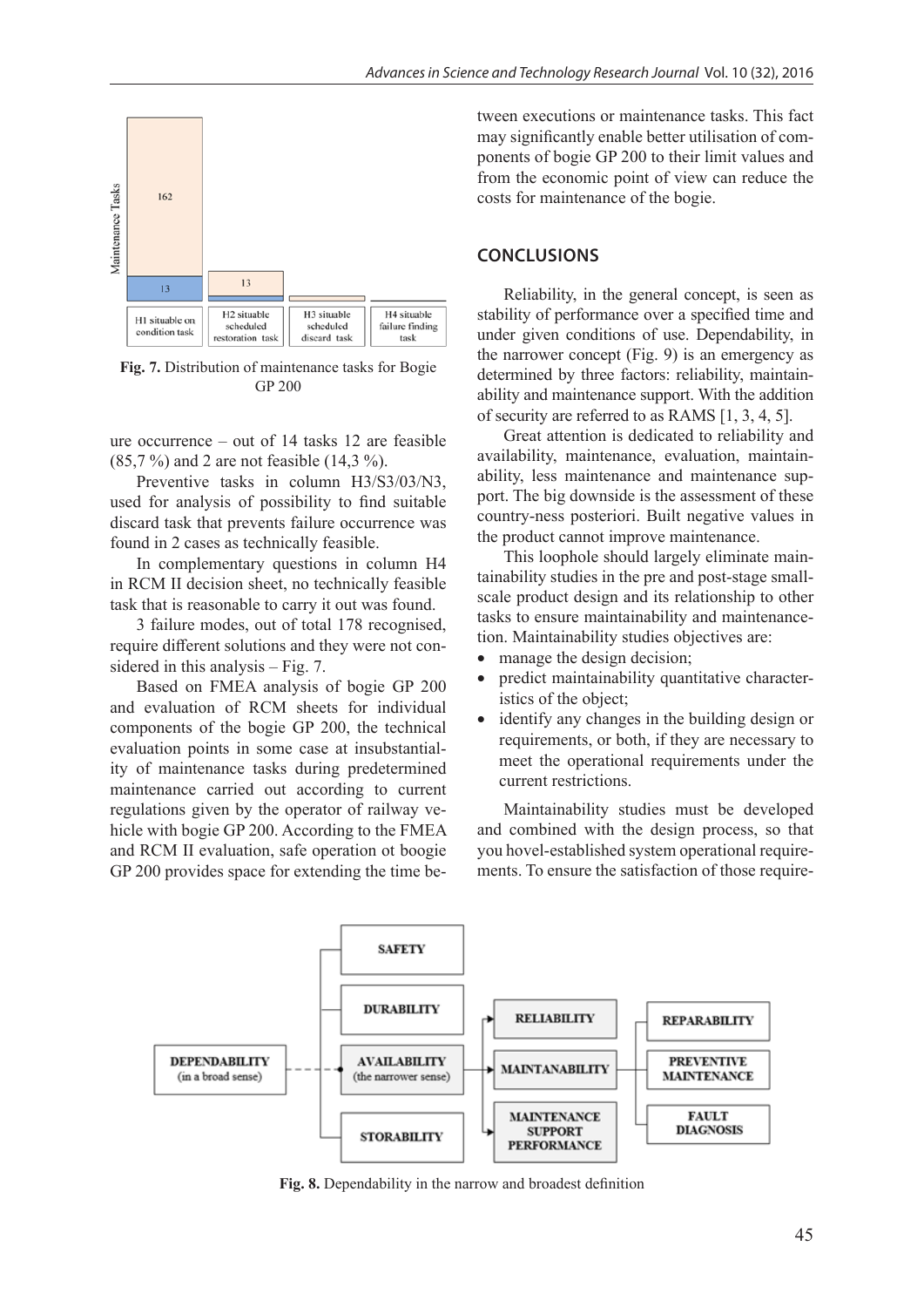**Fig. 7.** Distribution of maintenance tasks for Bogie GP 200

ure occurrence – out of 14 tasks 12 are feasible (85,7 %) and 2 are not feasible (14,3 %).

Preventive tasks in column H3/S3/03/N3, used for analysis of possibility to find suitable discard task that prevents failure occurrence was found in 2 cases as technically feasible.

In complementary questions in column H4 in RCM II decision sheet, no technically feasible task that is reasonable to carry it out was found.

3 failure modes, out of total 178 recognised, require different solutions and they were not considered in this analysis – Fig. 7.

Based on FMEA analysis of bogie GP 200 and evaluation of RCM sheets for individual components of the bogie GP 200, the technical evaluation points in some case at insubstantiality of maintenance tasks during predetermined maintenance carried out according to current regulations given by the operator of railway vehicle with bogie GP 200. According to the FMEA and RCM II evaluation, safe operation ot boogie GP 200 provides space for extending the time between executions or maintenance tasks. This fact may significantly enable better utilisation of components of bogie GP 200 to their limit values and from the economic point of view can reduce the costs for maintenance of the bogie.

## CONCLUSIONS

Reliability, in the general concept, is seen as stability of performance over a specified time and under given conditions of use. Dependability, in the narrower concept (Fig. 9) is an emergency as determined by three factors: reliability, maintainability and maintenance support. With the addition of security are referred to as RAMS [1, 3, 4, 5].

Great attention is dedicated to reliability and availability, maintenance, evaluation, maintainability, less maintenance and maintenance support. The big downside is the assessment of these country-ness posteriori. Built negative values in the product cannot improve maintenance.

This loophole should largely eliminate maintainability studies in the pre and post-stage small-scale product design and its relationship to other tasks to ensure maintainability and maintenance-tion. Maintainability studies objectives are:

- manage the design decision;
- predict maintainability quantitative characteristics of the object;
- identify any changes in the building design or requirements, or both, if they are necessary to meet the operational requirements under the current restrictions.

Maintainability studies must be developed and combined with the design process, so that you hovel-established system operational requirements. To ensure the satisfaction of those require-

**Fig. 8.** Dependability in the narrow and broadest definition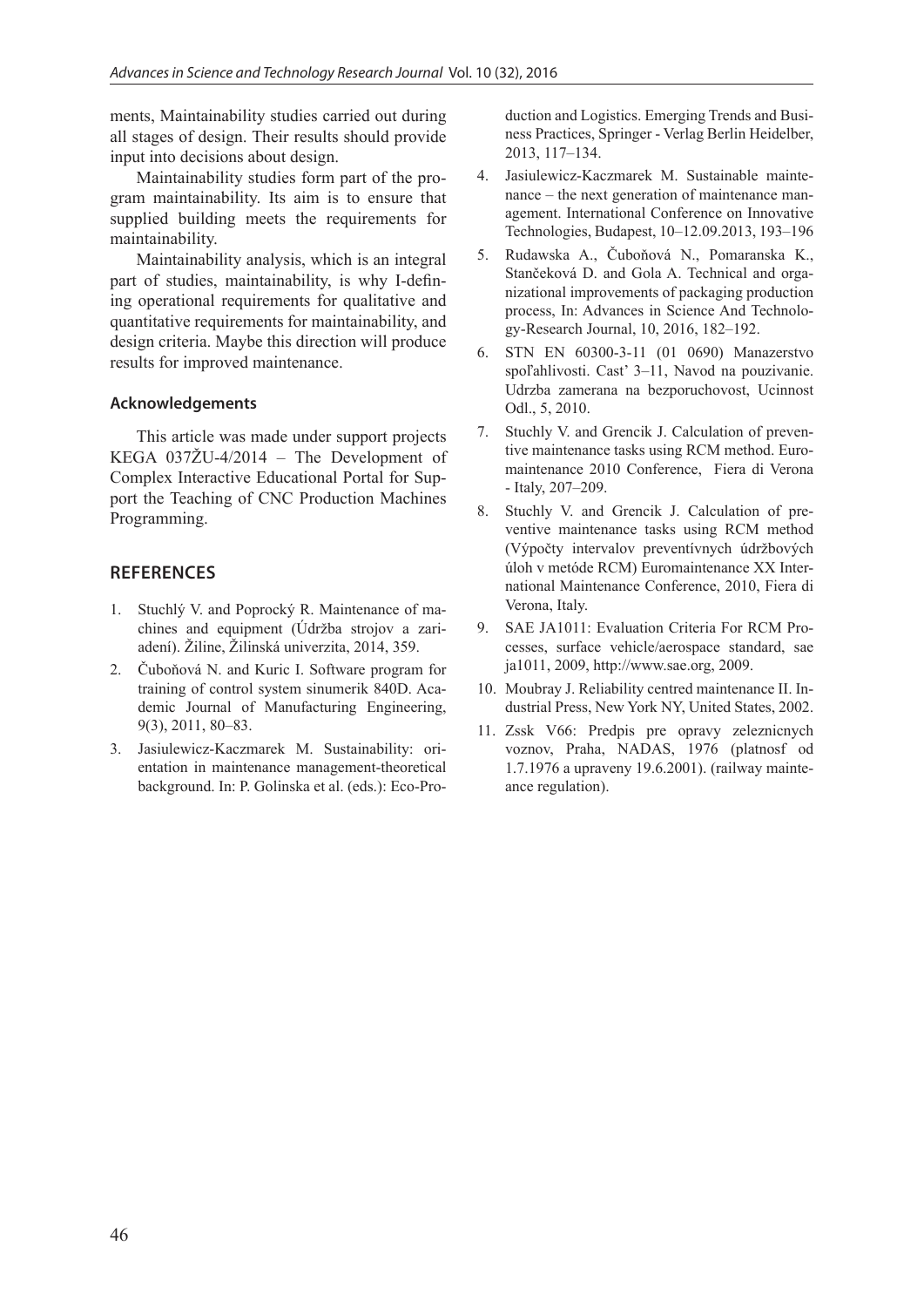ments, Maintainability studies carried out during all stages of design. Their results should provide input into decisions about design.

Maintainability studies form part of the program maintainability. Its aim is to ensure that supplied building meets the requirements for maintainability.

Maintainability analysis, which is an integral part of studies, maintainability, is why I-defining operational requirements for qualitative and quantitative requirements for maintainability, and design criteria. Maybe this direction will produce results for improved maintenance.

#### Acknowledgements

This article was made under support projects KEGA 037ŽU-4/2014 – The Development of Complex Interactive Educational Portal for Support the Teaching of CNC Production Machines Programming.

## REFERENCES

1. Stuchlý V. and Poprocký R. Maintenance of machines and equipment (Údržba strojov a zariadení). Žiline, Žilinská univerzita, 2014, 359.
2. Čuboňová N. and Kuric I. Software program for training of control system sinumerik 840D. Academic Journal of Manufacturing Engineering, 9(3), 2011, 80–83.
3. Jasiulewicz-Kaczmarek M. Sustainability: orientation in maintenance management-theoretical background. In: P. Golinska et al. (eds.): Eco-Production and Logistics. Emerging Trends and Business Practices, Springer - Verlag Berlin Heidelber, 2013, 117–134.
4. Jasiulewicz-Kaczmarek M. Sustainable maintenance – the next generation of maintenance management. International Conference on Innovative Technologies, Budapest, 10–12.09.2013, 193–196
5. Rudawska A., Čuboňová N., Pomaranska K., Stančeková D. and Gola A. Technical and organizational improvements of packaging production process, In: Advances in Science And Technology-Research Journal, 10, 2016, 182–192.
6. STN EN 60300-3-11 (01 0690) Manazerstvo spoľahlivosti. Cast' 3–11, Navod na pouzivanie. Udrzba zamerana na bezporuchovost, Ucinnost Odl., 5, 2010.
7. Stuchly V. and Grencik J. Calculation of preventive maintenance tasks using RCM method. Euromaintenance 2010 Conference, Fiera di Verona - Italy, 207–209.
8. Stuchly V. and Grencik J. Calculation of preventive maintenance tasks using RCM method (Výpočty intervalov preventívnych údržbových úloh v metóde RCM) Euromaintenance XX International Maintenance Conference, 2010, Fiera di Verona, Italy.
9. SAE JA1011: Evaluation Criteria For RCM Processes, surface vehicle/aerospace standard, sae ja1011, 2009, http://www.sae.org, 2009.
10. Moubray J. Reliability centred maintenance II. Industrial Press, New York NY, United States, 2002.
11. Zssk V66: Predpis pre opravy zeleznicnych voznov, Praha, NADAS, 1976 (platnosf od 1.7.1976 a upraveny 19.6.2001). (railway maintenance regulation).